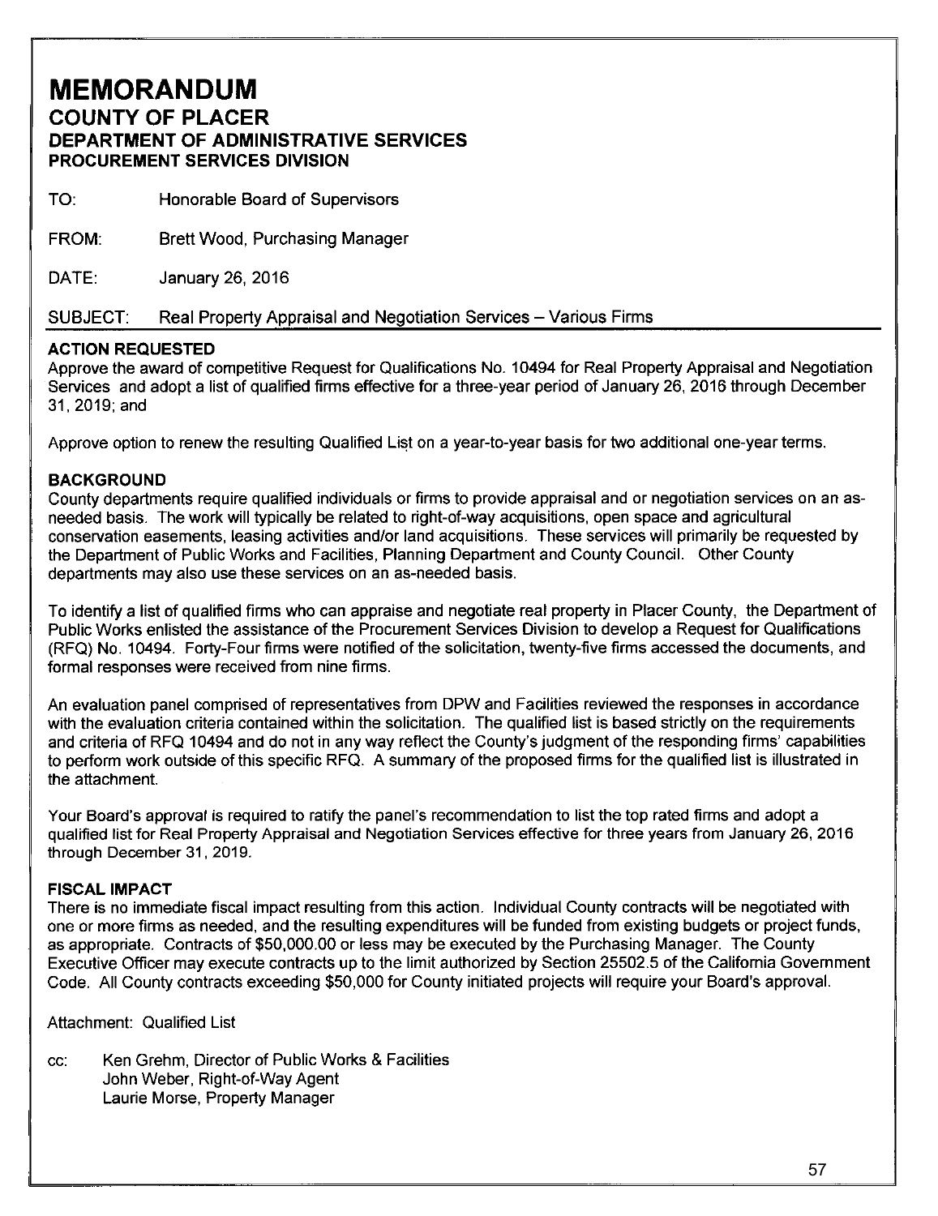# MEMORANDUM

## COUNTY OF PLACER
## DEPARTMENT OF ADMINISTRATIVE SERVICES
### PROCUREMENT SERVICES DIVISION

TO: Honorable Board of Supervisors

FROM: Brett Wood, Purchasing Manager

DATE: January 26, 2016

SUBJECT: Real Property Appraisal and Negotiation Services – Various Firms

**ACTION REQUESTED**

Approve the award of competitive Request for Qualifications No. 10494 for Real Property Appraisal and Negotiation Services and adopt a list of qualified firms effective for a three-year period of January 26, 2016 through December 31, 2019; and

Approve option to renew the resulting Qualified List on a year-to-year basis for two additional one-year terms.

**BACKGROUND**

County departments require qualified individuals or firms to provide appraisal and or negotiation services on an as-needed basis. The work will typically be related to right-of-way acquisitions, open space and agricultural conservation easements, leasing activities and/or land acquisitions. These services will primarily be requested by the Department of Public Works and Facilities, Planning Department and County Council. Other County departments may also use these services on an as-needed basis.

To identify a list of qualified firms who can appraise and negotiate real property in Placer County, the Department of Public Works enlisted the assistance of the Procurement Services Division to develop a Request for Qualifications (RFQ) No. 10494. Forty-Four firms were notified of the solicitation, twenty-five firms accessed the documents, and formal responses were received from nine firms.

An evaluation panel comprised of representatives from DPW and Facilities reviewed the responses in accordance with the evaluation criteria contained within the solicitation. The qualified list is based strictly on the requirements and criteria of RFQ 10494 and do not in any way reflect the County's judgment of the responding firms' capabilities to perform work outside of this specific RFQ. A summary of the proposed firms for the qualified list is illustrated in the attachment.

Your Board's approval is required to ratify the panel's recommendation to list the top rated firms and adopt a qualified list for Real Property Appraisal and Negotiation Services effective for three years from January 26, 2016 through December 31, 2019.

**FISCAL IMPACT**

There is no immediate fiscal impact resulting from this action. Individual County contracts will be negotiated with one or more firms as needed, and the resulting expenditures will be funded from existing budgets or project funds, as appropriate. Contracts of $50,000.00 or less may be executed by the Purchasing Manager. The County Executive Officer may execute contracts up to the limit authorized by Section 25502.5 of the California Government Code. All County contracts exceeding $50,000 for County initiated projects will require your Board's approval.

Attachment: Qualified List

cc: Ken Grehm, Director of Public Works & Facilities
John Weber, Right-of-Way Agent
Laurie Morse, Property Manager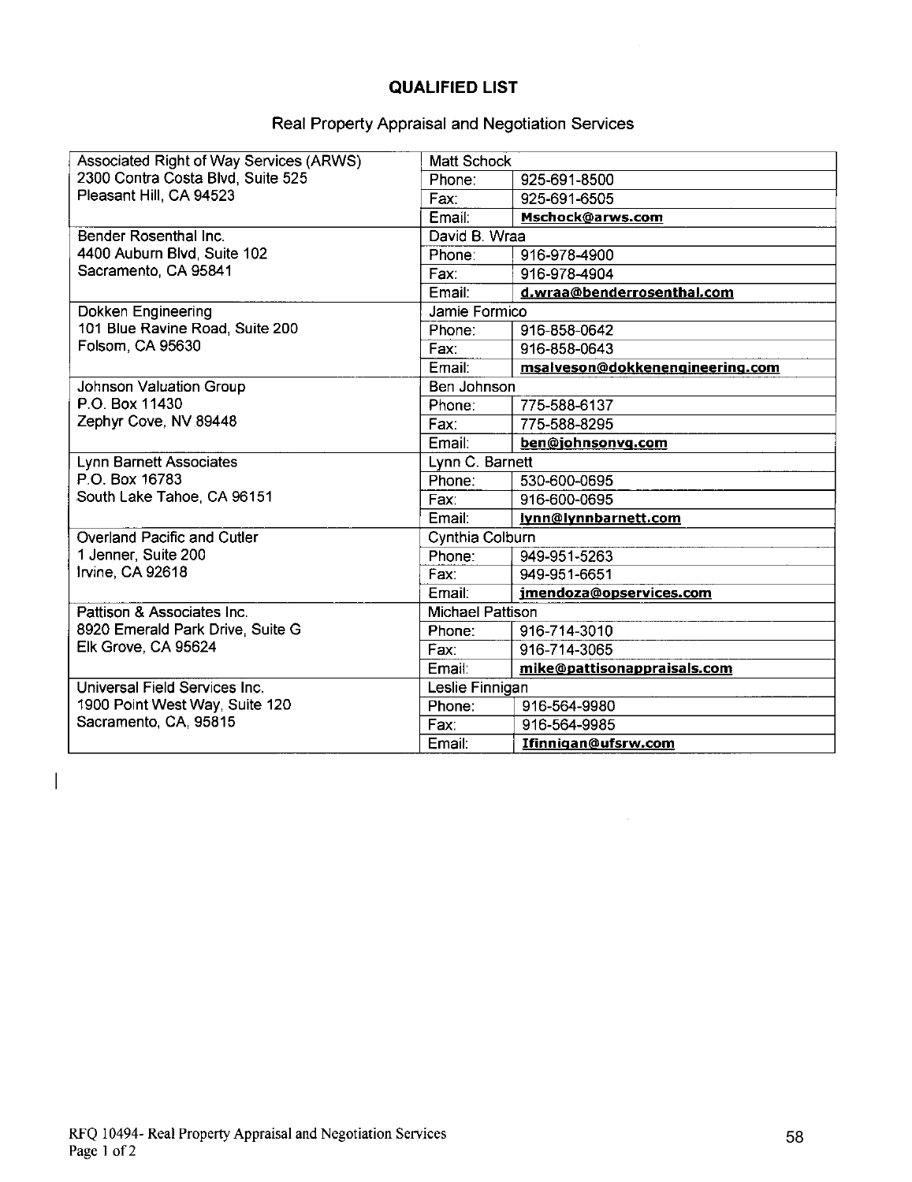## QUALIFIED LIST

Real Property Appraisal and Negotiation Services

| | | |
|---|---|---|
| Associated Right of Way Services (ARWS)<br>2300 Contra Costa Blvd, Suite 525<br>Pleasant Hill, CA 94523 | Matt Schock | |
| | Phone: | 925-691-8500 |
| | Fax: | 925-691-6505 |
| | Email: | **Mschock@arws.com** |
| Bender Rosenthal Inc.<br>4400 Auburn Blvd, Suite 102<br>Sacramento, CA 95841 | David B. Wraa | |
| | Phone: | 916-978-4900 |
| | Fax: | 916-978-4904 |
| | Email: | **d.wraa@benderrosenthal.com** |
| Dokken Engineering<br>101 Blue Ravine Road, Suite 200<br>Folsom, CA 95630 | Jamie Formico | |
| | Phone: | 916-858-0642 |
| | Fax: | 916-858-0643 |
| | Email: | **msalveson@dokkenengineering.com** |
| Johnson Valuation Group<br>P.O. Box 11430<br>Zephyr Cove, NV 89448 | Ben Johnson | |
| | Phone: | 775-588-6137 |
| | Fax: | 775-588-8295 |
| | Email: | **ben@johnsonvg.com** |
| Lynn Barnett Associates<br>P.O. Box 16783<br>South Lake Tahoe, CA 96151 | Lynn C. Barnett | |
| | Phone: | 530-600-0695 |
| | Fax: | 916-600-0695 |
| | Email: | **lynn@lynnbarnett.com** |
| Overland Pacific and Cutler<br>1 Jenner, Suite 200<br>Irvine, CA 92618 | Cynthia Colburn | |
| | Phone: | 949-951-5263 |
| | Fax: | 949-951-6651 |
| | Email: | **jmendoza@opservices.com** |
| Pattison & Associates Inc.<br>8920 Emerald Park Drive, Suite G<br>Elk Grove, CA 95624 | Michael Pattison | |
| | Phone: | 916-714-3010 |
| | Fax: | 916-714-3065 |
| | Email: | **mike@pattisonappraisals.com** |
| Universal Field Services Inc.<br>1900 Point West Way, Suite 120<br>Sacramento, CA, 95815 | Leslie Finnigan | |
| | Phone: | 916-564-9980 |
| | Fax: | 916-564-9985 |
| | Email: | **lfinnigan@ufsrw.com** |

RFQ 10494- Real Property Appraisal and Negotiation Services